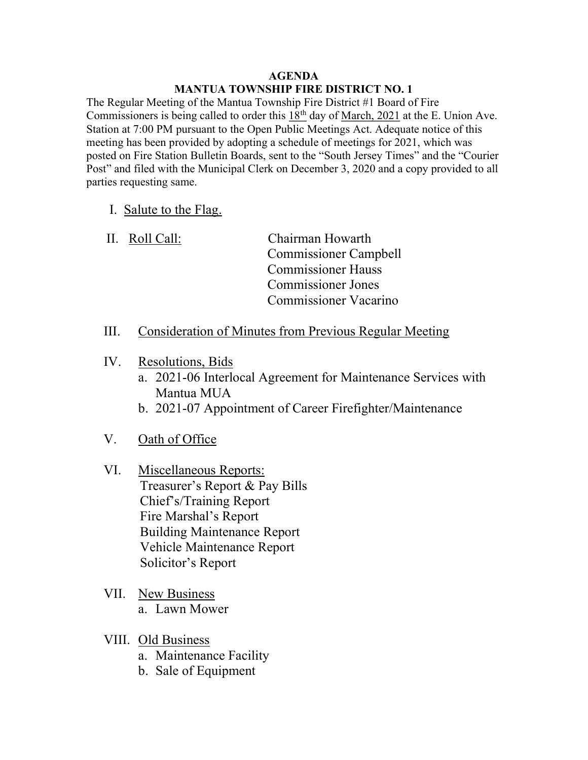# AGENDA

## MANTUA TOWNSHIP FIRE DISTRICT NO. 1

The Regular Meeting of the Mantua Township Fire District #1 Board of Fire Commissioners is being called to order this 18th day of March, 2021 at the E. Union Ave. Station at 7:00 PM pursuant to the Open Public Meetings Act. Adequate notice of this meeting has been provided by adopting a schedule of meetings for 2021, which was posted on Fire Station Bulletin Boards, sent to the "South Jersey Times" and the "Courier Post" and filed with the Municipal Clerk on December 3, 2020 and a copy provided to all parties requesting same.

I. Salute to the Flag.

II. Roll Call:
   - Chairman Howarth
   - Commissioner Campbell
   - Commissioner Hauss
   - Commissioner Jones
   - Commissioner Vacarino

III. Consideration of Minutes from Previous Regular Meeting

IV. Resolutions, Bids
   - a. 2021-06 Interlocal Agreement for Maintenance Services with Mantua MUA
   - b. 2021-07 Appointment of Career Firefighter/Maintenance

V. Oath of Office

VI. Miscellaneous Reports:
   - Treasurer's Report & Pay Bills
   - Chief's/Training Report
   - Fire Marshal's Report
   - Building Maintenance Report
   - Vehicle Maintenance Report
   - Solicitor's Report

VII. New Business
   - a. Lawn Mower

VIII. Old Business
   - a. Maintenance Facility
   - b. Sale of Equipment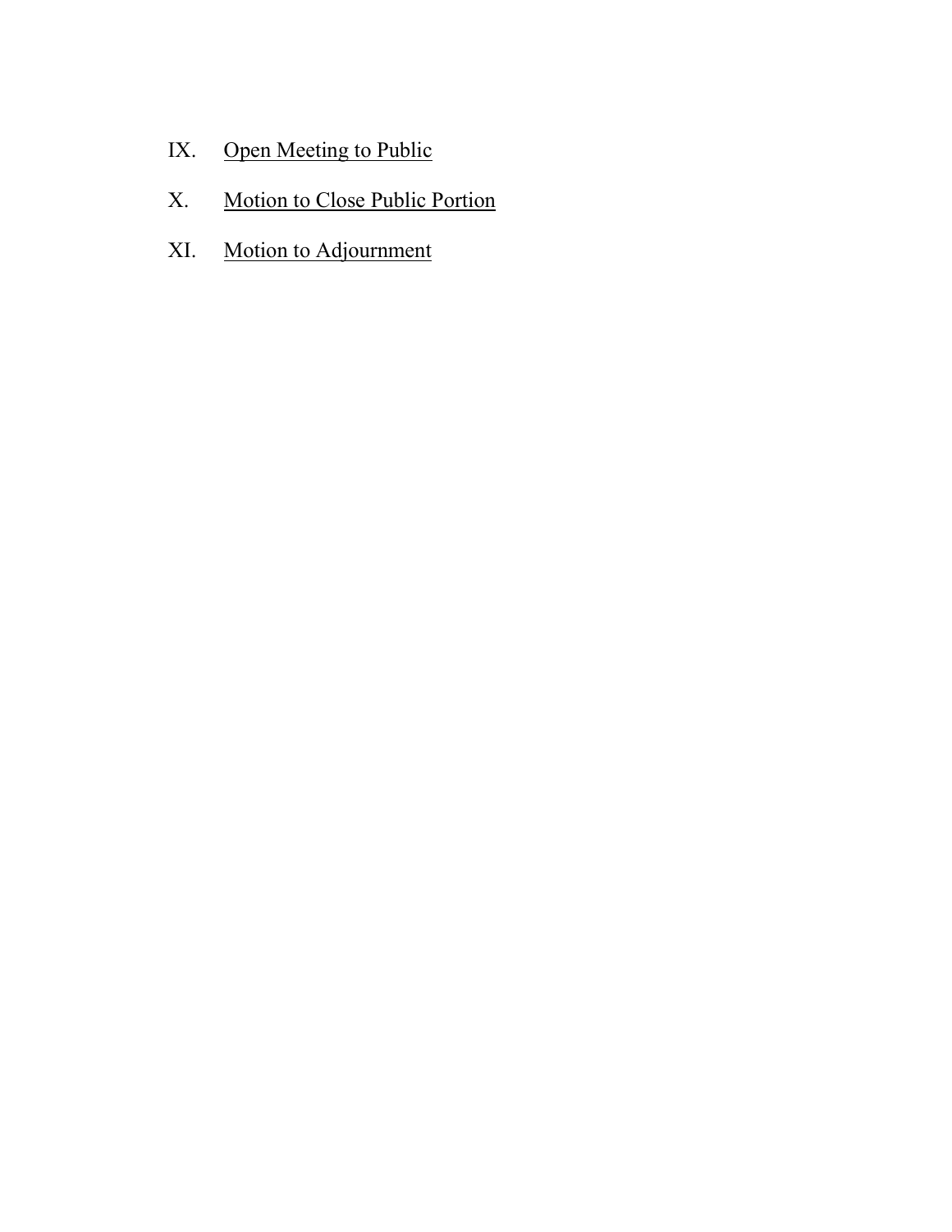IX. Open Meeting to Public

X. Motion to Close Public Portion

XI. Motion to Adjournment